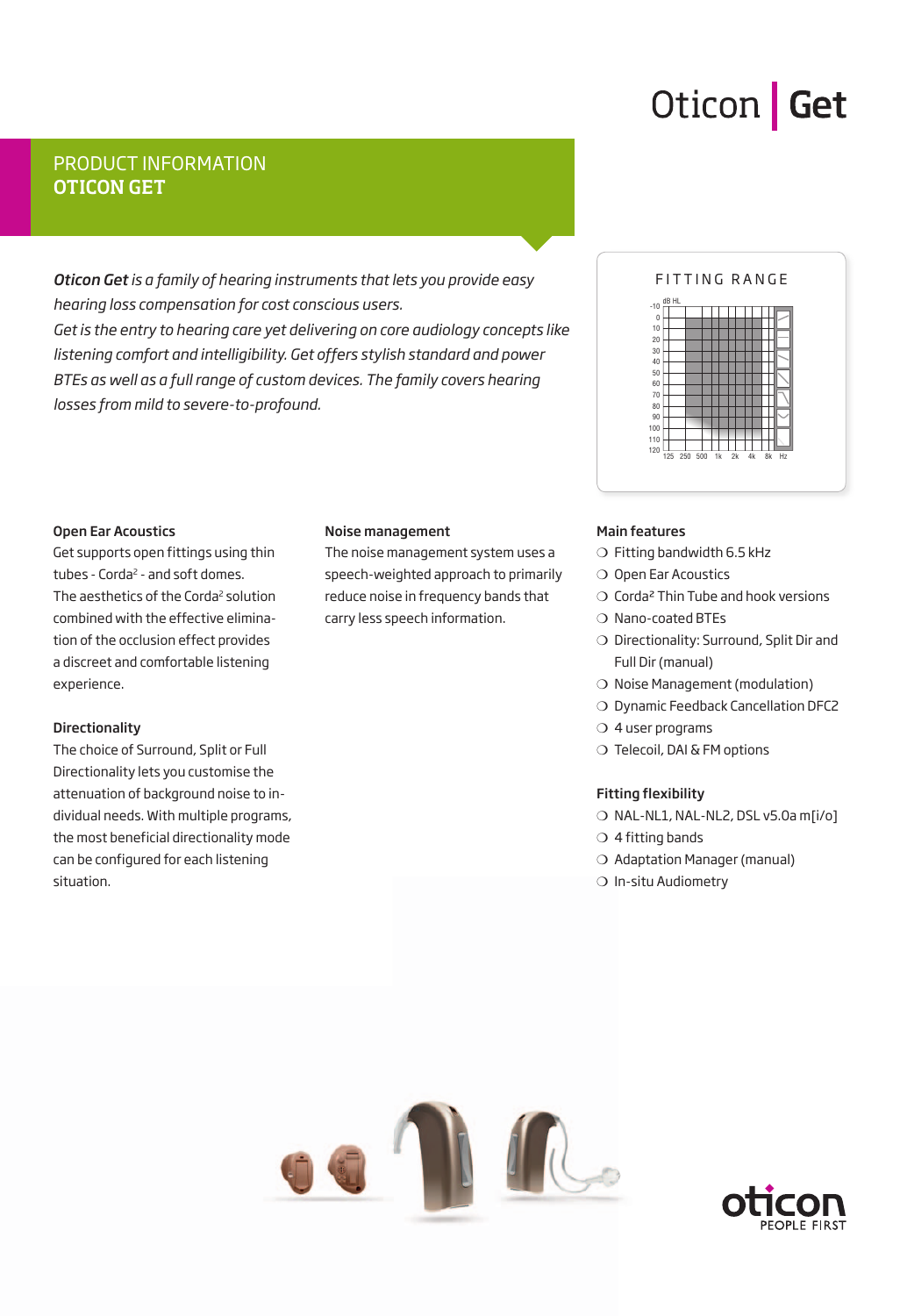# Oticon | Get

## PRODUCT INFORMATION
## OTICON GET

***Oticon Get** is a family of hearing instruments that lets you provide easy hearing loss compensation for cost conscious users.*
*Get is the entry to hearing care yet delivering on core audiology concepts like listening comfort and intelligibility. Get offers stylish standard and power BTEs as well as a full range of custom devices. The family covers hearing losses from mild to severe-to-profound.*

FITTING RANGE

### Open Ear Acoustics

Get supports open fittings using thin tubes - Corda[2] - and soft domes. The aesthetics of the Corda[2] solution combined with the effective elimination of the occlusion effect provides a discreet and comfortable listening experience.

### Directionality

The choice of Surround, Split or Full Directionality lets you customise the attenuation of background noise to individual needs. With multiple programs, the most beneficial directionality mode can be configured for each listening situation.

### Noise management

The noise management system uses a speech-weighted approach to primarily reduce noise in frequency bands that carry less speech information.

### Main features

- Fitting bandwidth 6.5 kHz
- Open Ear Acoustics
- Corda² Thin Tube and hook versions
- Nano-coated BTEs
- Directionality: Surround, Split Dir and Full Dir (manual)
- Noise Management (modulation)
- Dynamic Feedback Cancellation DFC2
- 4 user programs
- Telecoil, DAI & FM options

### Fitting flexibility

- NAL-NL1, NAL-NL2, DSL v5.0a m[i/o]
- 4 fitting bands
- Adaptation Manager (manual)
- In-situ Audiometry

oticon
PEOPLE FIRST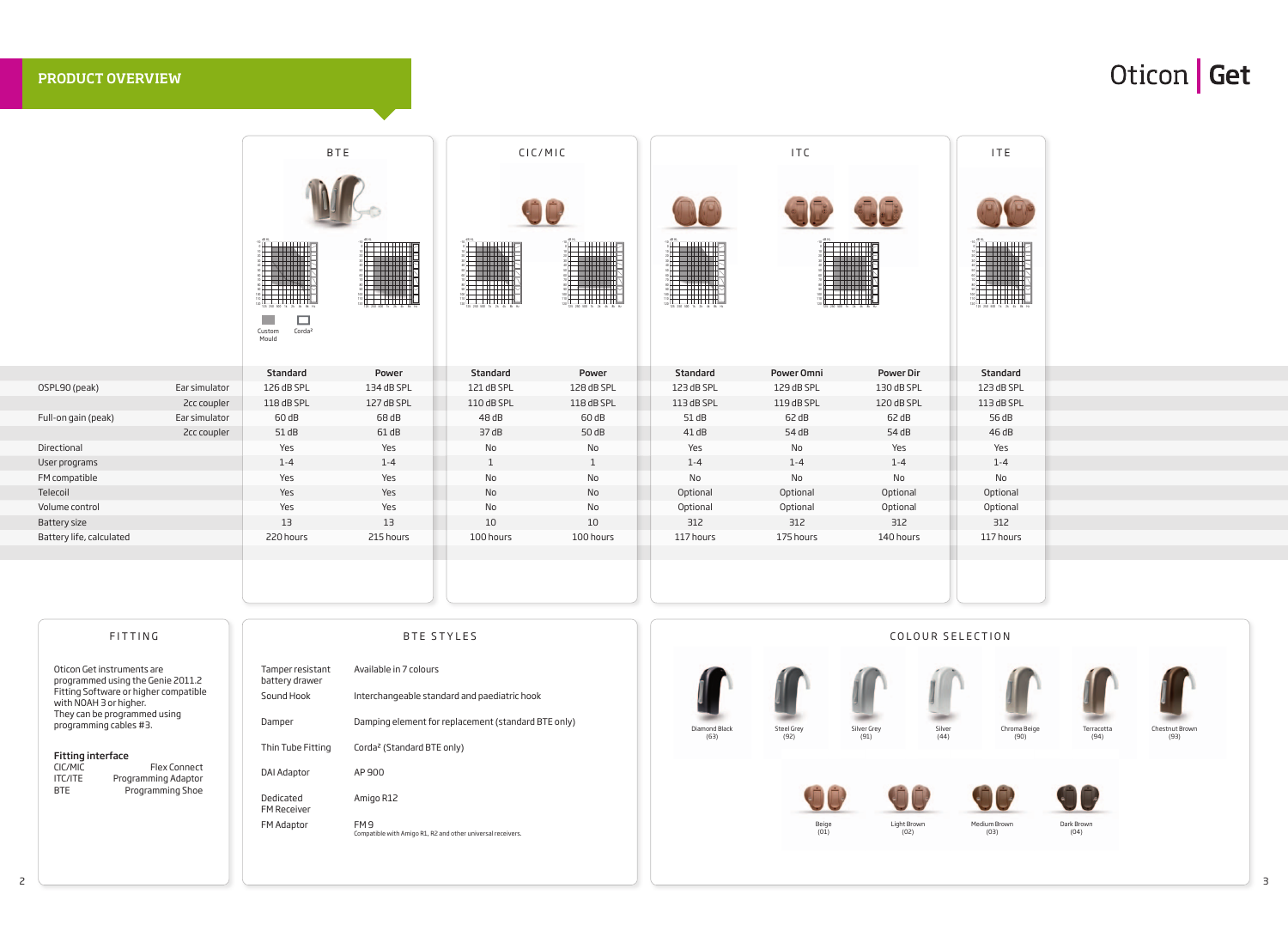# PRODUCT OVERVIEW

Oticon | Get

| | | BTE | | CIC/MIC | | ITC | | | ITE |
|---|---|---|---|---|---|---|---|---|---|
| | | Standard | Power | Standard | Power | Standard | Power Omni | Power Dir | Standard |
| OSPL90 (peak) | Ear simulator | 126 dB SPL | 134 dB SPL | 121 dB SPL | 128 dB SPL | 123 dB SPL | 129 dB SPL | 130 dB SPL | 123 dB SPL |
| | 2cc coupler | 118 dB SPL | 127 dB SPL | 110 dB SPL | 118 dB SPL | 113 dB SPL | 119 dB SPL | 120 dB SPL | 113 dB SPL |
| Full-on gain (peak) | Ear simulator | 60 dB | 68 dB | 48 dB | 60 dB | 51 dB | 62 dB | 62 dB | 56 dB |
| | 2cc coupler | 51 dB | 61 dB | 37 dB | 50 dB | 41 dB | 54 dB | 54 dB | 46 dB |
| Directional | | Yes | Yes | No | No | Yes | No | Yes | Yes |
| User programs | | 1-4 | 1-4 | 1 | 1 | 1-4 | 1-4 | 1-4 | 1-4 |
| FM compatible | | Yes | Yes | No | No | No | No | No | No |
| Telecoil | | Yes | Yes | No | No | Optional | Optional | Optional | Optional |
| Volume control | | Yes | Yes | No | No | Optional | Optional | Optional | Optional |
| Battery size | | 13 | 13 | 10 | 10 | 312 | 312 | 312 | 312 |
| Battery life, calculated | | 220 hours | 215 hours | 100 hours | 100 hours | 117 hours | 175 hours | 140 hours | 117 hours |

Custom Mould | Corda²

## FITTING

Oticon Get instruments are programmed using the Genie 2011.2 Fitting Software or higher compatible with NOAH 3 or higher. They can be programmed using programming cables #3.

**Fitting interface**

| | |
|---|---|
| CIC/MIC | Flex Connect |
| ITC/ITE | Programming Adaptor |
| BTE | Programming Shoe |

## BTE STYLES

| | |
|---|---|
| Tamper resistant battery drawer | Available in 7 colours |
| Sound Hook | Interchangeable standard and paediatric hook |
| Damper | Damping element for replacement (standard BTE only) |
| Thin Tube Fitting | Corda² (Standard BTE only) |
| DAI Adaptor | AP 900 |
| Dedicated FM Receiver | Amigo R12 |
| FM Adaptor | FM 9<br>Compatible with Amigo R1, R2 and other universal receivers. |

## COLOUR SELECTION

Diamond Black (63) | Steel Grey (92) | Silver Grey (91) | Silver (44) | Chroma Beige (90) | Terracotta (94) | Chestnut Brown (93)

Beige (01) | Light Brown (02) | Medium Brown (03) | Dark Brown (04)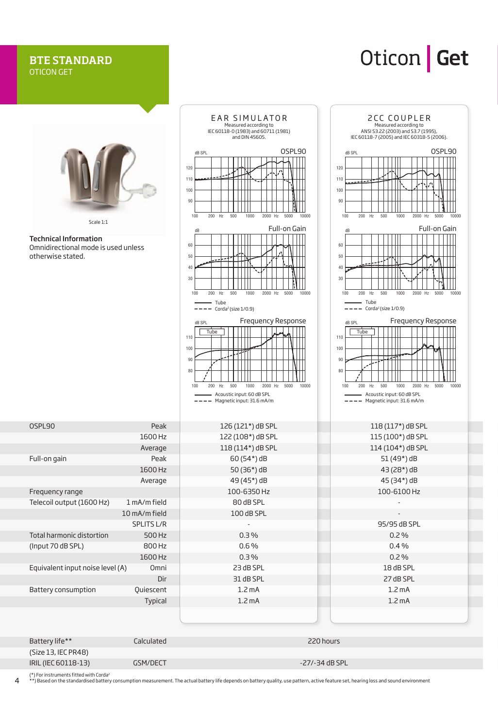# BTE STANDARD
OTICON GET

Oticon | Get

Scale 1:1

**Technical Information**
Omnidirectional mode is used unless otherwise stated.

**EAR SIMULATOR**
Measured according to IEC 60118-0 (1983) and 60711 (1981) and DIN 45605.

**2CC COUPLER**
Measured according to ANSI S3.22 (2003) and S3.7 (1995), IEC 60118-7 (2005) and IEC 60318-5 (2006).

OSPL90

Full-on Gain

Tube
Corda² (size 1/0.9)

Frequency Response

Acoustic input: 60 dB SPL
Magnetic input: 31.6 mA/m

| | | Ear Simulator | 2cc Coupler |
|---|---|---|---|
| OSPL90 | Peak | 126 (121*) dB SPL | 118 (117*) dB SPL |
| | 1600 Hz | 122 (108*) dB SPL | 115 (100*) dB SPL |
| | Average | 118 (114*) dB SPL | 114 (104*) dB SPL |
| Full-on gain | Peak | 60 (54*) dB | 51 (49*) dB |
| | 1600 Hz | 50 (36*) dB | 43 (28*) dB |
| | Average | 49 (45*) dB | 45 (34*) dB |
| Frequency range | | 100-6350 Hz | 100-6100 Hz |
| Telecoil output (1600 Hz) | 1 mA/m field | 80 dB SPL | - |
| | 10 mA/m field | 100 dB SPL | - |
| | SPLITS L/R | - | 95/95 dB SPL |
| Total harmonic distortion | 500 Hz | 0.3 % | 0.2 % |
| (Input 70 dB SPL) | 800 Hz | 0.6 % | 0.4 % |
| | 1600 Hz | 0.3 % | 0.2 % |
| Equivalent input noise level (A) | Omni | 23 dB SPL | 18 dB SPL |
| | Dir | 31 dB SPL | 27 dB SPL |
| Battery consumption | Quiescent | 1.2 mA | 1.2 mA |
| | Typical | 1.2 mA | 1.2 mA |

| | | |
|---|---|---|
| Battery life** | Calculated | 220 hours |
| (Size 13, IEC PR48) | | |
| IRIL (IEC 60118-13) | GSM/DECT | -27/-34 dB SPL |

(*) For instruments fitted with Corda²
**) Based on the standardised battery consumption measurement. The actual battery life depends on battery quality, use pattern, active feature set, hearing loss and sound environment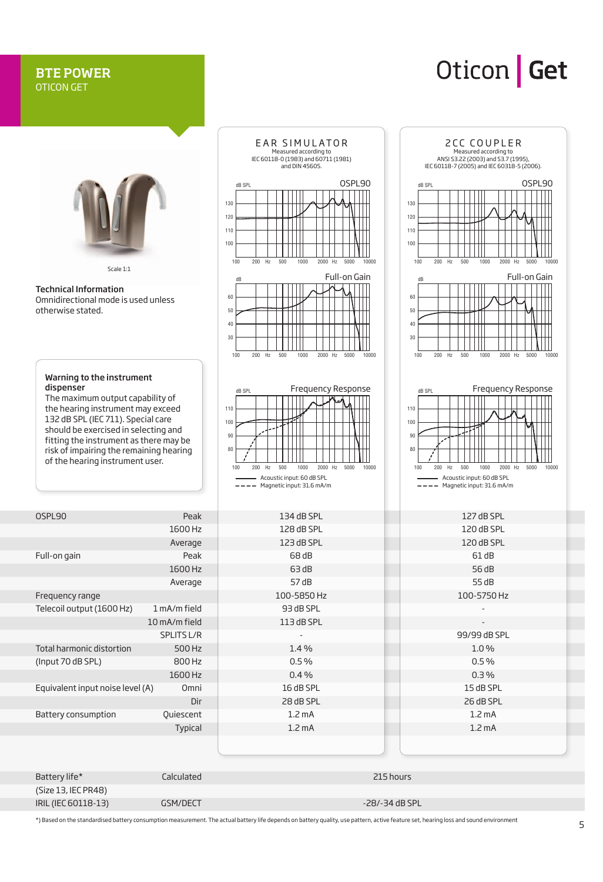# BTE POWER

OTICON GET

Oticon | Get

Scale 1:1

**Technical Information**
Omnidirectional mode is used unless otherwise stated.

**Warning to the instrument dispenser**
The maximum output capability of the hearing instrument may exceed 132 dB SPL (IEC 711). Special care should be exercised in selecting and fitting the instrument as there may be risk of impairing the remaining hearing of the hearing instrument user.

**EAR SIMULATOR**
Measured according to IEC 60118-0 (1983) and 60711 (1981) and DIN 45605.

**2CC COUPLER**
Measured according to ANSI S3.22 (2003) and S3.7 (1995), IEC 60118-7 (2005) and IEC 60318-5 (2006).

OSPL90 — Full-on Gain — Frequency Response

Acoustic input: 60 dB SPL
Magnetic input: 31.6 mA/m

| | | EAR SIMULATOR | 2CC COUPLER |
|---|---|---|---|
| OSPL90 | Peak | 134 dB SPL | 127 dB SPL |
| | 1600 Hz | 128 dB SPL | 120 dB SPL |
| | Average | 123 dB SPL | 120 dB SPL |
| Full-on gain | Peak | 68 dB | 61 dB |
| | 1600 Hz | 63 dB | 56 dB |
| | Average | 57 dB | 55 dB |
| Frequency range | | 100-5850 Hz | 100-5750 Hz |
| Telecoil output (1600 Hz) | 1 mA/m field | 93 dB SPL | - |
| | 10 mA/m field | 113 dB SPL | - |
| | SPLITS L/R | - | 99/99 dB SPL |
| Total harmonic distortion | 500 Hz | 1.4 % | 1.0 % |
| (Input 70 dB SPL) | 800 Hz | 0.5 % | 0.5 % |
| | 1600 Hz | 0.4 % | 0.3 % |
| Equivalent input noise level (A) | Omni | 16 dB SPL | 15 dB SPL |
| | Dir | 28 dB SPL | 26 dB SPL |
| Battery consumption | Quiescent | 1.2 mA | 1.2 mA |
| | Typical | 1.2 mA | 1.2 mA |

| | | |
|---|---|---|
| Battery life* | Calculated | 215 hours |
| (Size 13, IEC PR48) | | |
| IRIL (IEC 60118-13) | GSM/DECT | -28/-34 dB SPL |

*) Based on the standardised battery consumption measurement. The actual battery life depends on battery quality, use pattern, active feature set, hearing loss and sound environment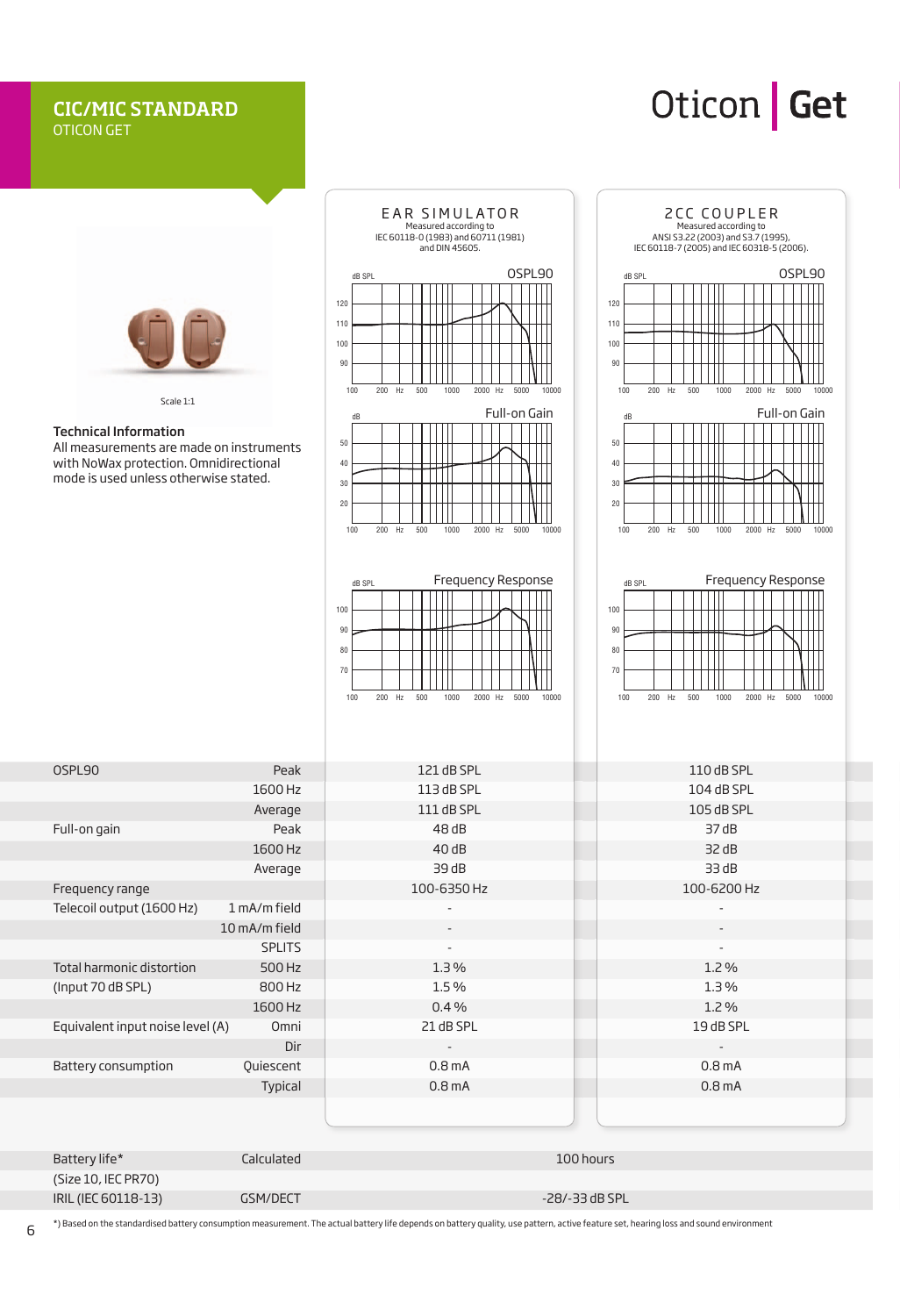# CIC/MIC STANDARD

OTICON GET

Oticon | **Get**

Scale 1:1

**Technical Information**

All measurements are made on instruments with NoWax protection. Omnidirectional mode is used unless otherwise stated.

EAR SIMULATOR
Measured according to IEC 60118-0 (1983) and 60711 (1981) and DIN 45605.

2CC COUPLER
Measured according to ANSI S3.22 (2003) and S3.7 (1995), IEC 60118-7 (2005) and IEC 60318-5 (2006).

| | | Ear Simulator | 2CC Coupler |
|---|---|---|---|
| OSPL90 | Peak | 121 dB SPL | 110 dB SPL |
| | 1600 Hz | 113 dB SPL | 104 dB SPL |
| | Average | 111 dB SPL | 105 dB SPL |
| Full-on gain | Peak | 48 dB | 37 dB |
| | 1600 Hz | 40 dB | 32 dB |
| | Average | 39 dB | 33 dB |
| Frequency range | | 100-6350 Hz | 100-6200 Hz |
| Telecoil output (1600 Hz) | 1 mA/m field | - | - |
| | 10 mA/m field | - | - |
| | SPLITS | - | - |
| Total harmonic distortion | 500 Hz | 1.3 % | 1.2 % |
| (Input 70 dB SPL) | 800 Hz | 1.5 % | 1.3 % |
| | 1600 Hz | 0.4 % | 1.2 % |
| Equivalent input noise level (A) | Omni | 21 dB SPL | 19 dB SPL |
| | Dir | - | - |
| Battery consumption | Quiescent | 0.8 mA | 0.8 mA |
| | Typical | 0.8 mA | 0.8 mA |

| | | |
|---|---|---|
| Battery life* | Calculated | 100 hours |
| (Size 10, IEC PR70) | | |
| IRIL (IEC 60118-13) | GSM/DECT | -28/-33 dB SPL |

*) Based on the standardised battery consumption measurement. The actual battery life depends on battery quality, use pattern, active feature set, hearing loss and sound environment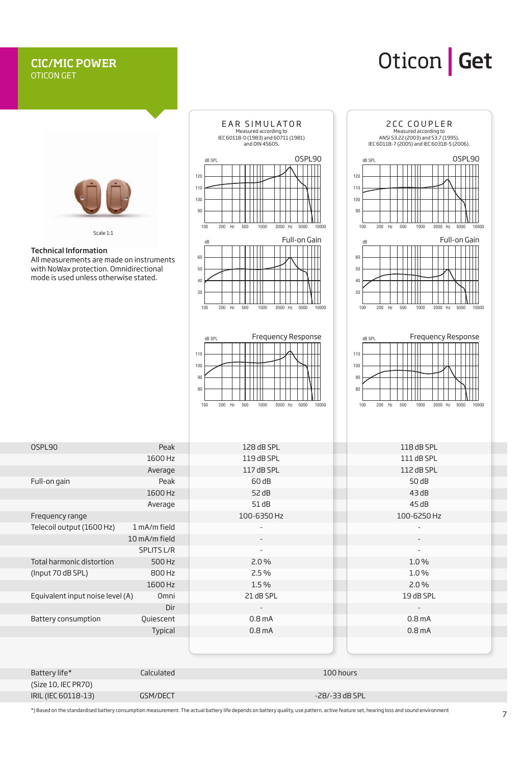# CIC/MIC POWER

OTICON GET

Oticon | Get

Scale 1:1

**Technical Information**

All measurements are made on instruments with NoWax protection. Omnidirectional mode is used unless otherwise stated.

**EAR SIMULATOR**
Measured according to IEC 60118-0 (1983) and 60711 (1981) and DIN 45605.

**2CC COUPLER**
Measured according to ANSI S3.22 (2003) and S3.7 (1995), IEC 60118-7 (2005) and IEC 60318-5 (2006).

| | | Ear Simulator | 2CC Coupler |
|---|---|---|---|
| OSPL90 | Peak | 128 dB SPL | 118 dB SPL |
| | 1600 Hz | 119 dB SPL | 111 dB SPL |
| | Average | 117 dB SPL | 112 dB SPL |
| Full-on gain | Peak | 60 dB | 50 dB |
| | 1600 Hz | 52 dB | 43 dB |
| | Average | 51 dB | 45 dB |
| Frequency range | | 100-6350 Hz | 100-6250 Hz |
| Telecoil output (1600 Hz) | 1 mA/m field | - | - |
| | 10 mA/m field | - | - |
| | SPLITS L/R | - | - |
| Total harmonic distortion | 500 Hz | 2.0 % | 1.0 % |
| (Input 70 dB SPL) | 800 Hz | 2.5 % | 1.0 % |
| | 1600 Hz | 1.5 % | 2.0 % |
| Equivalent input noise level (A) | Omni | 21 dB SPL | 19 dB SPL |
| | Dir | - | - |
| Battery consumption | Quiescent | 0.8 mA | 0.8 mA |
| | Typical | 0.8 mA | 0.8 mA |

| | | |
|---|---|---|
| Battery life* | Calculated | 100 hours |
| (Size 10, IEC PR70) | | |
| IRIL (IEC 60118-13) | GSM/DECT | -28/-33 dB SPL |

*) Based on the standardised battery consumption measurement. The actual battery life depends on battery quality, use pattern, active feature set, hearing loss and sound environment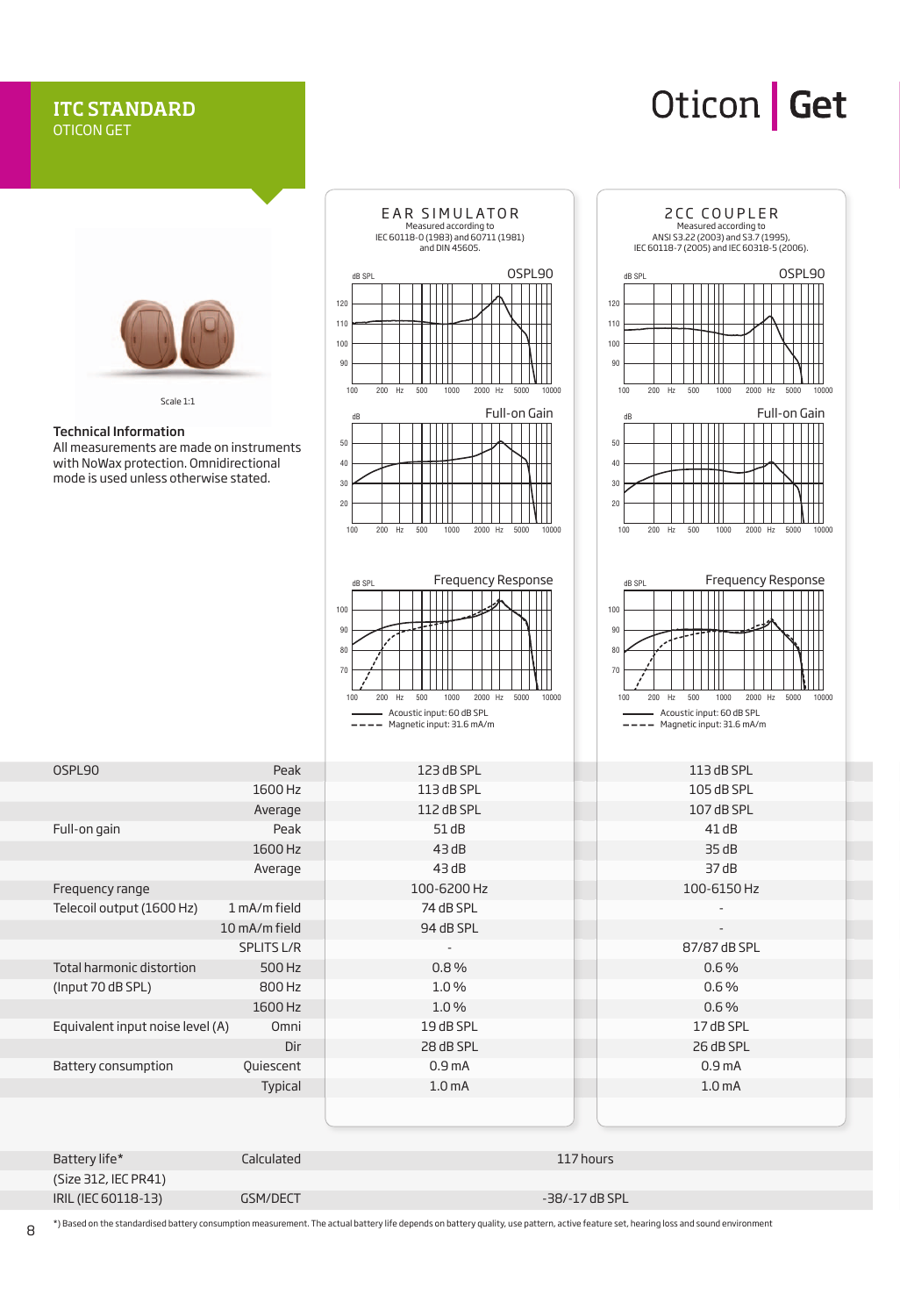# ITC STANDARD
OTICON GET

Oticon | **Get**

Scale 1:1

**Technical Information**
All measurements are made on instruments with NoWax protection. Omnidirectional mode is used unless otherwise stated.

EAR SIMULATOR
Measured according to IEC 60118-0 (1983) and 60711 (1981) and DIN 45605.

2CC COUPLER
Measured according to ANSI S3.22 (2003) and S3.7 (1995), IEC 60118-7 (2005) and IEC 60318-5 (2006).

OSPL90

Full-on Gain

Frequency Response

Acoustic input: 60 dB SPL
Magnetic input: 31.6 mA/m

| | | Ear Simulator | 2CC Coupler |
|---|---|---|---|
| OSPL90 | Peak | 123 dB SPL | 113 dB SPL |
| | 1600 Hz | 113 dB SPL | 105 dB SPL |
| | Average | 112 dB SPL | 107 dB SPL |
| Full-on gain | Peak | 51 dB | 41 dB |
| | 1600 Hz | 43 dB | 35 dB |
| | Average | 43 dB | 37 dB |
| Frequency range | | 100-6200 Hz | 100-6150 Hz |
| Telecoil output (1600 Hz) | 1 mA/m field | 74 dB SPL | - |
| | 10 mA/m field | 94 dB SPL | - |
| | SPLITS L/R | - | 87/87 dB SPL |
| Total harmonic distortion | 500 Hz | 0.8 % | 0.6 % |
| (Input 70 dB SPL) | 800 Hz | 1.0 % | 0.6 % |
| | 1600 Hz | 1.0 % | 0.6 % |
| Equivalent input noise level (A) | Omni | 19 dB SPL | 17 dB SPL |
| | Dir | 28 dB SPL | 26 dB SPL |
| Battery consumption | Quiescent | 0.9 mA | 0.9 mA |
| | Typical | 1.0 mA | 1.0 mA |

| | | |
|---|---|---|
| Battery life* | Calculated | 117 hours |
| (Size 312, IEC PR41) | | |
| IRIL (IEC 60118-13) | GSM/DECT | -38/-17 dB SPL |

*) Based on the standardised battery consumption measurement. The actual battery life depends on battery quality, use pattern, active feature set, hearing loss and sound environment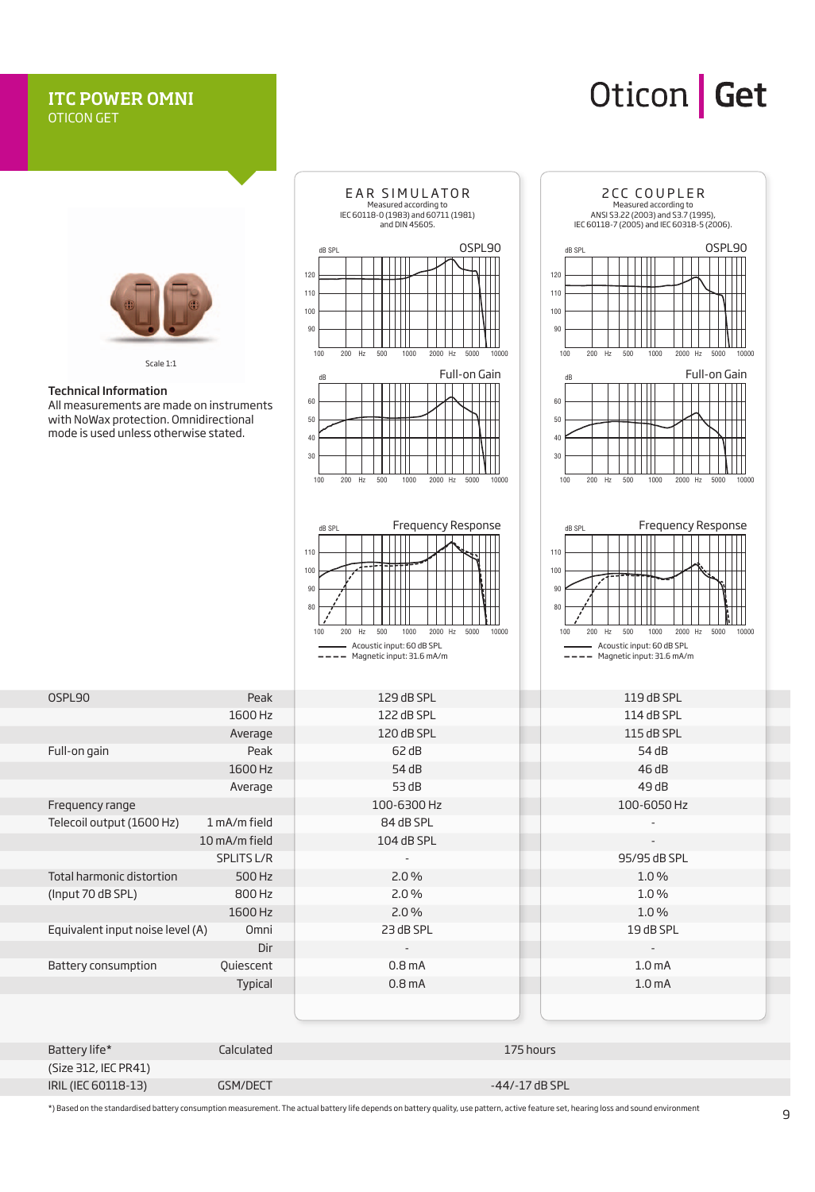# ITC POWER OMNI

OTICON GET

Oticon | Get

Scale 1:1

**Technical Information**

All measurements are made on instruments with NoWax protection. Omnidirectional mode is used unless otherwise stated.

**EAR SIMULATOR**
Measured according to IEC 60118-0 (1983) and 60711 (1981) and DIN 45605.

**2CC COUPLER**
Measured according to ANSI S3.22 (2003) and S3.7 (1995), IEC 60118-7 (2005) and IEC 60318-5 (2006).

OSPL90 — Full-on Gain — Frequency Response

—— Acoustic input: 60 dB SPL
- - - - Magnetic input: 31.6 mA/m

| | | Ear Simulator | 2cc Coupler |
|---|---|---|---|
| OSPL90 | Peak | 129 dB SPL | 119 dB SPL |
| | 1600 Hz | 122 dB SPL | 114 dB SPL |
| | Average | 120 dB SPL | 115 dB SPL |
| Full-on gain | Peak | 62 dB | 54 dB |
| | 1600 Hz | 54 dB | 46 dB |
| | Average | 53 dB | 49 dB |
| Frequency range | | 100-6300 Hz | 100-6050 Hz |
| Telecoil output (1600 Hz) | 1 mA/m field | 84 dB SPL | - |
| | 10 mA/m field | 104 dB SPL | - |
| | SPLITS L/R | - | 95/95 dB SPL |
| Total harmonic distortion | 500 Hz | 2.0 % | 1.0 % |
| (Input 70 dB SPL) | 800 Hz | 2.0 % | 1.0 % |
| | 1600 Hz | 2.0 % | 1.0 % |
| Equivalent input noise level (A) | Omni | 23 dB SPL | 19 dB SPL |
| | Dir | - | - |
| Battery consumption | Quiescent | 0.8 mA | 1.0 mA |
| | Typical | 0.8 mA | 1.0 mA |

| | | |
|---|---|---|
| Battery life* | Calculated | 175 hours |
| (Size 312, IEC PR41) | | |
| IRIL (IEC 60118-13) | GSM/DECT | -44/-17 dB SPL |

*) Based on the standardised battery consumption measurement. The actual battery life depends on battery quality, use pattern, active feature set, hearing loss and sound environment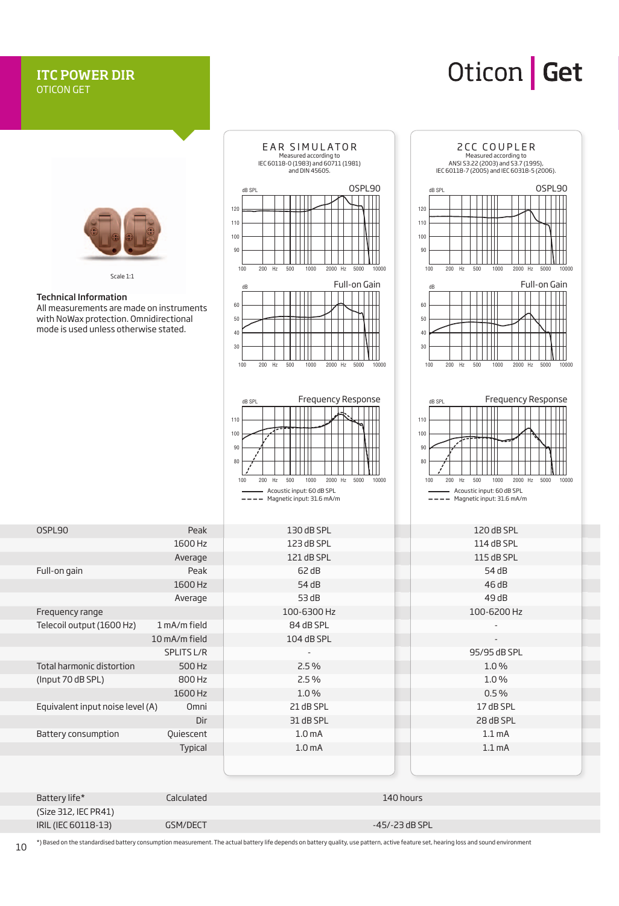# ITC POWER DIR

OTICON GET

Oticon | Get

Scale 1:1

**Technical Information**

All measurements are made on instruments with NoWax protection. Omnidirectional mode is used unless otherwise stated.

**EAR SIMULATOR**
Measured according to IEC 60118-0 (1983) and 60711 (1981) and DIN 45605.

**2CC COUPLER**
Measured according to ANSI S3.22 (2003) and S3.7 (1995), IEC 60118-7 (2005) and IEC 60318-5 (2006).

OSPL90 — Full-on Gain — Frequency Response

Acoustic input: 60 dB SPL
Magnetic input: 31.6 mA/m

| | | Ear Simulator | 2cc Coupler |
|---|---|---|---|
| OSPL90 | Peak | 130 dB SPL | 120 dB SPL |
| | 1600 Hz | 123 dB SPL | 114 dB SPL |
| | Average | 121 dB SPL | 115 dB SPL |
| Full-on gain | Peak | 62 dB | 54 dB |
| | 1600 Hz | 54 dB | 46 dB |
| | Average | 53 dB | 49 dB |
| Frequency range | | 100-6300 Hz | 100-6200 Hz |
| Telecoil output (1600 Hz) | 1 mA/m field | 84 dB SPL | - |
| | 10 mA/m field | 104 dB SPL | - |
| | SPLITS L/R | - | 95/95 dB SPL |
| Total harmonic distortion | 500 Hz | 2.5 % | 1.0 % |
| (Input 70 dB SPL) | 800 Hz | 2.5 % | 1.0 % |
| | 1600 Hz | 1.0 % | 0.5 % |
| Equivalent input noise level (A) | Omni | 21 dB SPL | 17 dB SPL |
| | Dir | 31 dB SPL | 28 dB SPL |
| Battery consumption | Quiescent | 1.0 mA | 1.1 mA |
| | Typical | 1.0 mA | 1.1 mA |

| | | |
|---|---|---|
| Battery life* | Calculated | 140 hours |
| (Size 312, IEC PR41) | | |
| IRIL (IEC 60118-13) | GSM/DECT | -45/-23 dB SPL |

*) Based on the standardised battery consumption measurement. The actual battery life depends on battery quality, use pattern, active feature set, hearing loss and sound environment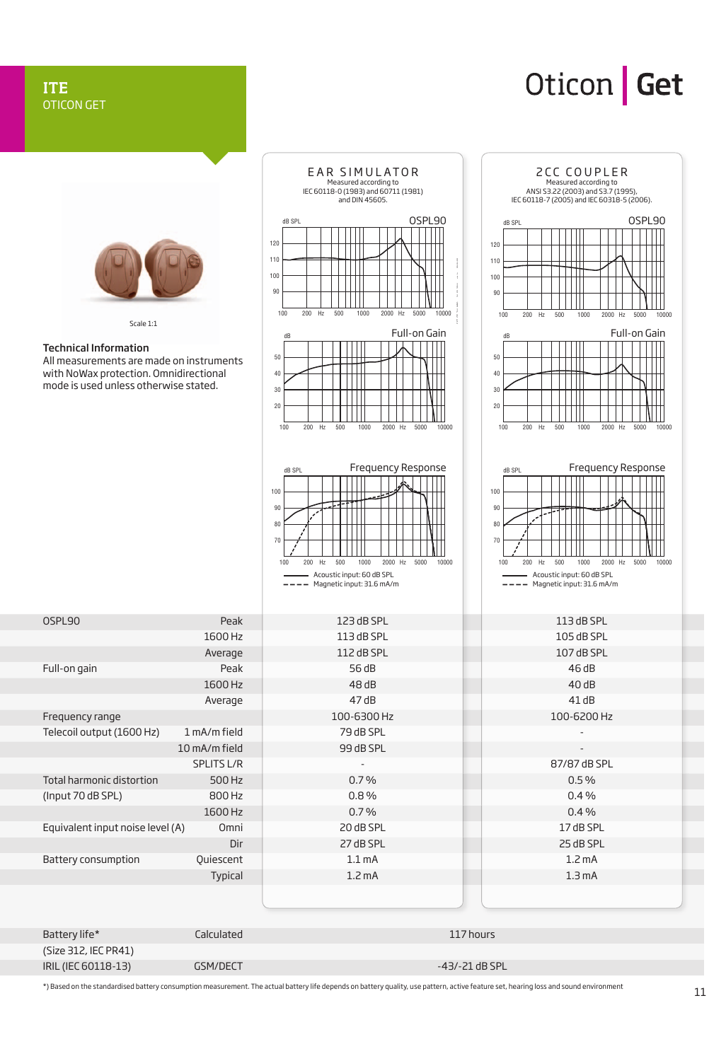# ITE
OTICON GET

Oticon | Get

Scale 1:1

**Technical Information**
All measurements are made on instruments with NoWax protection. Omnidirectional mode is used unless otherwise stated.

**EAR SIMULATOR**
Measured according to IEC 60118-0 (1983) and 60711 (1981) and DIN 45605.

**2CC COUPLER**
Measured according to ANSI S3.22 (2003) and S3.7 (1995), IEC 60118-7 (2005) and IEC 60318-5 (2006).

OSPL90

Full-on Gain

Frequency Response

Acoustic input: 60 dB SPL
Magnetic input: 31.6 mA/m

| | | Ear Simulator | 2cc Coupler |
|---|---|---|---|
| OSPL90 | Peak | 123 dB SPL | 113 dB SPL |
| | 1600 Hz | 113 dB SPL | 105 dB SPL |
| | Average | 112 dB SPL | 107 dB SPL |
| Full-on gain | Peak | 56 dB | 46 dB |
| | 1600 Hz | 48 dB | 40 dB |
| | Average | 47 dB | 41 dB |
| Frequency range | | 100-6300 Hz | 100-6200 Hz |
| Telecoil output (1600 Hz) | 1 mA/m field | 79 dB SPL | - |
| | 10 mA/m field | 99 dB SPL | - |
| | SPLITS L/R | - | 87/87 dB SPL |
| Total harmonic distortion | 500 Hz | 0.7 % | 0.5 % |
| (Input 70 dB SPL) | 800 Hz | 0.8 % | 0.4 % |
| | 1600 Hz | 0.7 % | 0.4 % |
| Equivalent input noise level (A) | Omni | 20 dB SPL | 17 dB SPL |
| | Dir | 27 dB SPL | 25 dB SPL |
| Battery consumption | Quiescent | 1.1 mA | 1.2 mA |
| | Typical | 1.2 mA | 1.3 mA |

| | | |
|---|---|---|
| Battery life* | Calculated | 117 hours |
| (Size 312, IEC PR41) | | |
| IRIL (IEC 60118-13) | GSM/DECT | -43/-21 dB SPL |

*) Based on the standardised battery consumption measurement. The actual battery life depends on battery quality, use pattern, active feature set, hearing loss and sound environment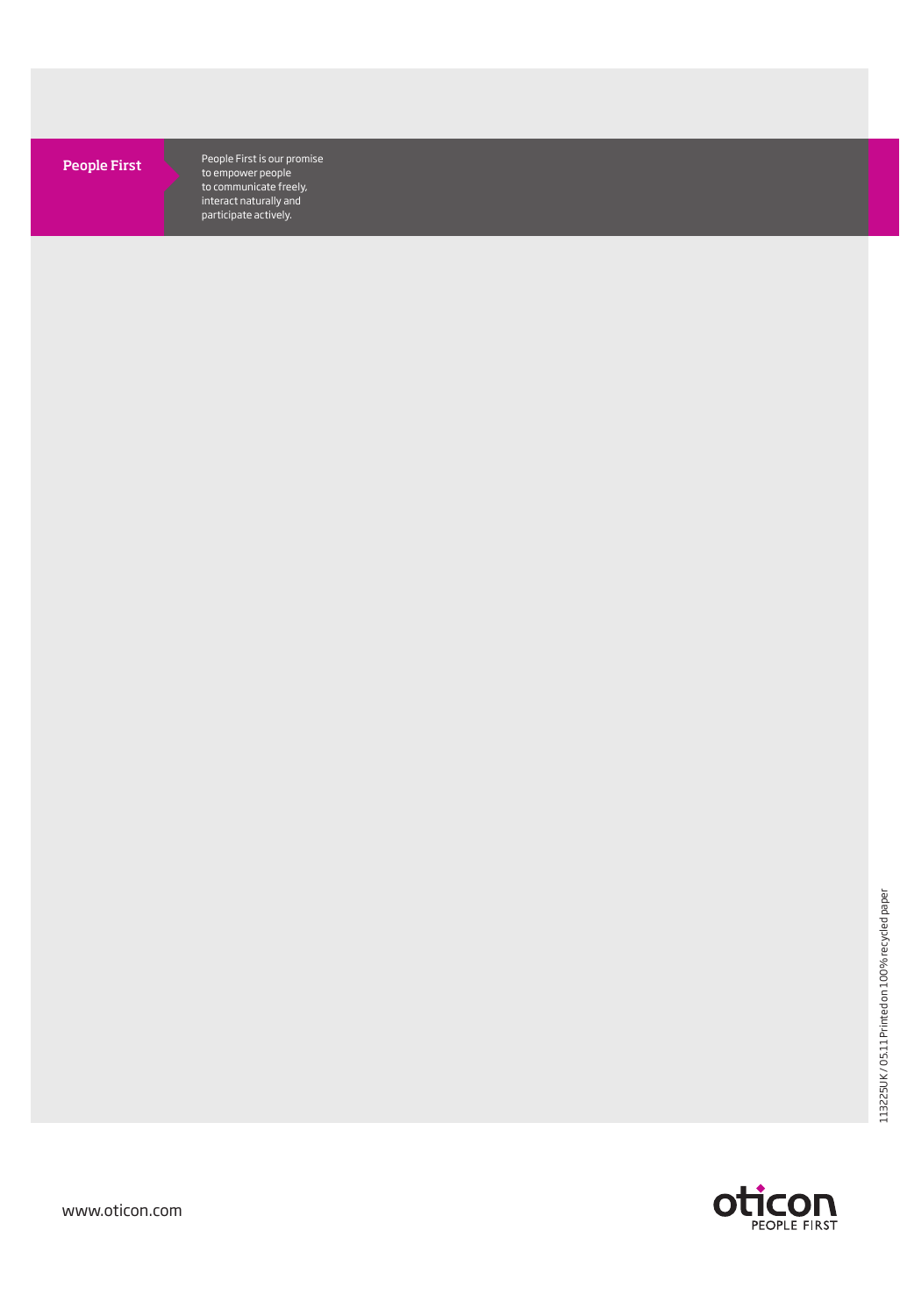**People First**

People First is our promise to empower people to communicate freely, interact naturally and participate actively.

113225UK / 05.11 Printed on 100% recycled paper

www.oticon.com

oticon
PEOPLE FIRST